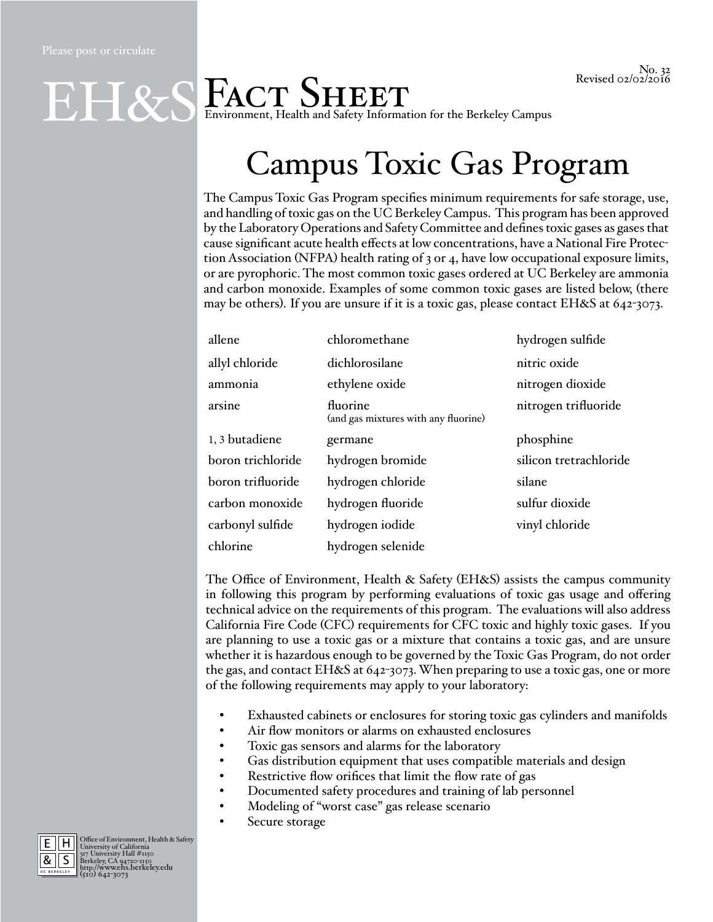Please post or circulate

No. 32
Revised 02/02/2016

# EH&S Fact Sheet

Environment, Health and Safety Information for the Berkeley Campus

# Campus Toxic Gas Program

The Campus Toxic Gas Program specifies minimum requirements for safe storage, use, and handling of toxic gas on the UC Berkeley Campus. This program has been approved by the Laboratory Operations and Safety Committee and defines toxic gases as gases that cause significant acute health effects at low concentrations, have a National Fire Protection Association (NFPA) health rating of 3 or 4, have low occupational exposure limits, or are pyrophoric. The most common toxic gases ordered at UC Berkeley are ammonia and carbon monoxide. Examples of some common toxic gases are listed below, (there may be others). If you are unsure if it is a toxic gas, please contact EH&S at 642-3073.

| | | |
|---|---|---|
| allene | chloromethane | hydrogen sulfide |
| allyl chloride | dichlorosilane | nitric oxide |
| ammonia | ethylene oxide | nitrogen dioxide |
| arsine | fluorine (and gas mixtures with any fluorine) | nitrogen trifluoride |
| 1, 3 butadiene | germane | phosphine |
| boron trichloride | hydrogen bromide | silicon tretrachloride |
| boron trifluoride | hydrogen chloride | silane |
| carbon monoxide | hydrogen fluoride | sulfur dioxide |
| carbonyl sulfide | hydrogen iodide | vinyl chloride |
| chlorine | hydrogen selenide | |

The Office of Environment, Health & Safety (EH&S) assists the campus community in following this program by performing evaluations of toxic gas usage and offering technical advice on the requirements of this program. The evaluations will also address California Fire Code (CFC) requirements for CFC toxic and highly toxic gases. If you are planning to use a toxic gas or a mixture that contains a toxic gas, and are unsure whether it is hazardous enough to be governed by the Toxic Gas Program, do not order the gas, and contact EH&S at 642-3073. When preparing to use a toxic gas, one or more of the following requirements may apply to your laboratory:

- Exhausted cabinets or enclosures for storing toxic gas cylinders and manifolds
- Air flow monitors or alarms on exhausted enclosures
- Toxic gas sensors and alarms for the laboratory
- Gas distribution equipment that uses compatible materials and design
- Restrictive flow orifices that limit the flow rate of gas
- Documented safety procedures and training of lab personnel
- Modeling of "worst case" gas release scenario
- Secure storage

Office of Environment, Health & Safety
University of California
317 University Hall #1150
Berkeley, CA 94720-1150
http://www.ehs.berkeley.edu
(510) 642-3073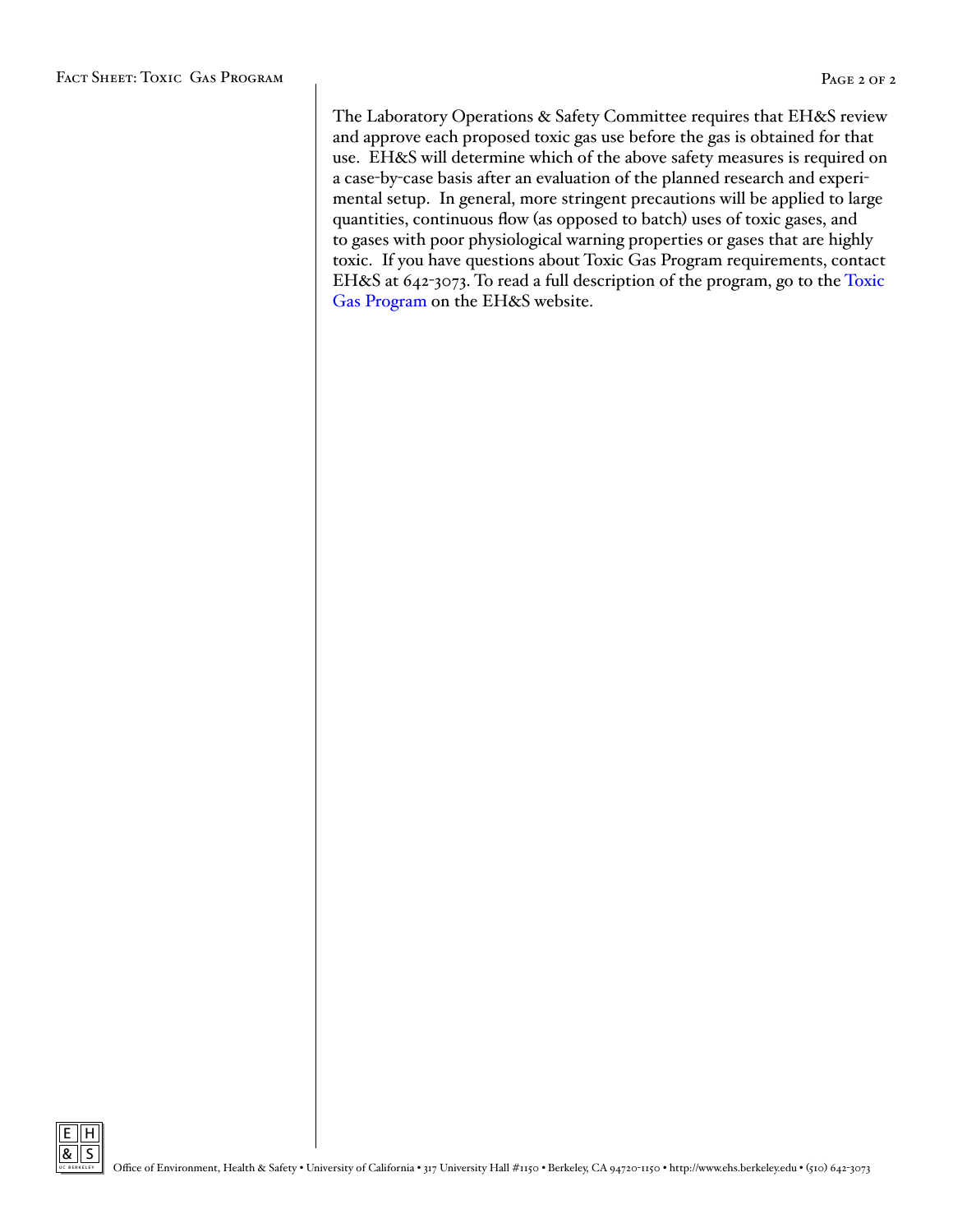The Laboratory Operations & Safety Committee requires that EH&S review and approve each proposed toxic gas use before the gas is obtained for that use. EH&S will determine which of the above safety measures is required on a case-by-case basis after an evaluation of the planned research and experimental setup. In general, more stringent precautions will be applied to large quantities, continuous flow (as opposed to batch) uses of toxic gases, and to gases with poor physiological warning properties or gases that are highly toxic. If you have questions about Toxic Gas Program requirements, contact EH&S at 642-3073. To read a full description of the program, go to the Toxic Gas Program on the EH&S website.